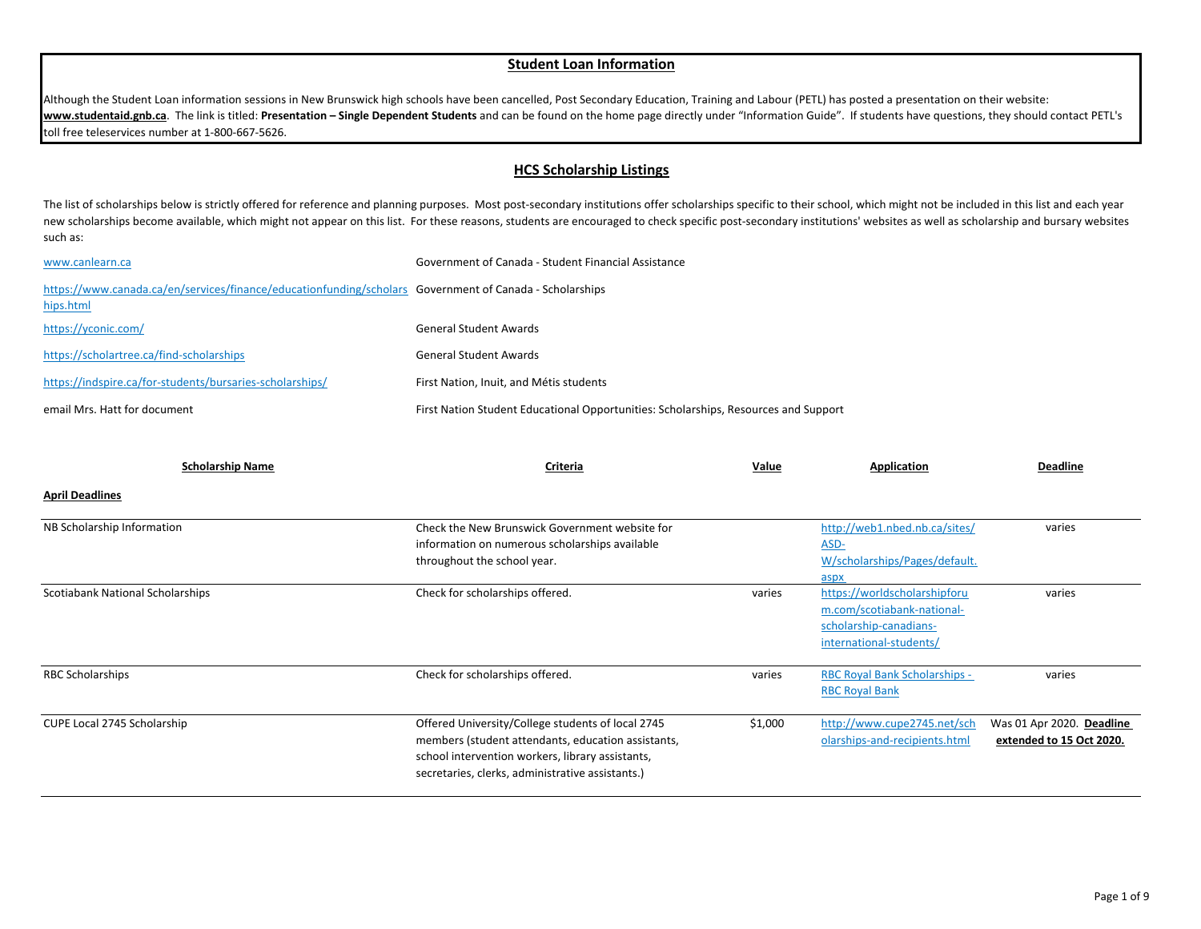## Student Loan Information

Although the Student Loan information sessions in New Brunswick high schools have been cancelled, Post Secondary Education, Training and Labour (PETL) has posted a presentation on their website: **www.studentaid.gnb.ca**. The link is titled: **Presentation – Single Dependent Students** and can be found on the home page directly under "Information Guide". If students have questions, they should contact PETL's toll free teleservices number at 1-800-667-5626.

## HCS Scholarship Listings

The list of scholarships below is strictly offered for reference and planning purposes. Most post-secondary institutions offer scholarships specific to their school, which might not be included in this list and each year new scholarships become available, which might not appear on this list. For these reasons, students are encouraged to check specific post-secondary institutions' websites as well as scholarship and bursary websites such as:

| | |
|---|---|
| www.canlearn.ca | Government of Canada - Student Financial Assistance |
| https://www.canada.ca/en/services/finance/educationfunding/scholarships.html | Government of Canada - Scholarships |
| https://yconic.com/ | General Student Awards |
| https://scholartree.ca/find-scholarships | General Student Awards |
| https://indspire.ca/for-students/bursaries-scholarships/ | First Nation, Inuit, and Métis students |
| email Mrs. Hatt for document | First Nation Student Educational Opportunities: Scholarships, Resources and Support |

| Scholarship Name | Criteria | Value | Application | Deadline |
|---|---|---|---|---|
| **April Deadlines** | | | | |
| NB Scholarship Information | Check the New Brunswick Government website for information on numerous scholarships available throughout the school year. | | http://web1.nbed.nb.ca/sites/ASD-W/scholarships/Pages/default.aspx | varies |
| Scotiabank National Scholarships | Check for scholarships offered. | varies | https://worldscholarshipforum.com/scotiabank-national-scholarship-canadians-international-students/ | varies |
| RBC Scholarships | Check for scholarships offered. | varies | RBC Royal Bank Scholarships - RBC Royal Bank | varies |
| CUPE Local 2745 Scholarship | Offered University/College students of local 2745 members (student attendants, education assistants, school intervention workers, library assistants, secretaries, clerks, administrative assistants.) | $1,000 | http://www.cupe2745.net/scholarships-and-recipients.html | Was 01 Apr 2020. **Deadline extended to 15 Oct 2020.** |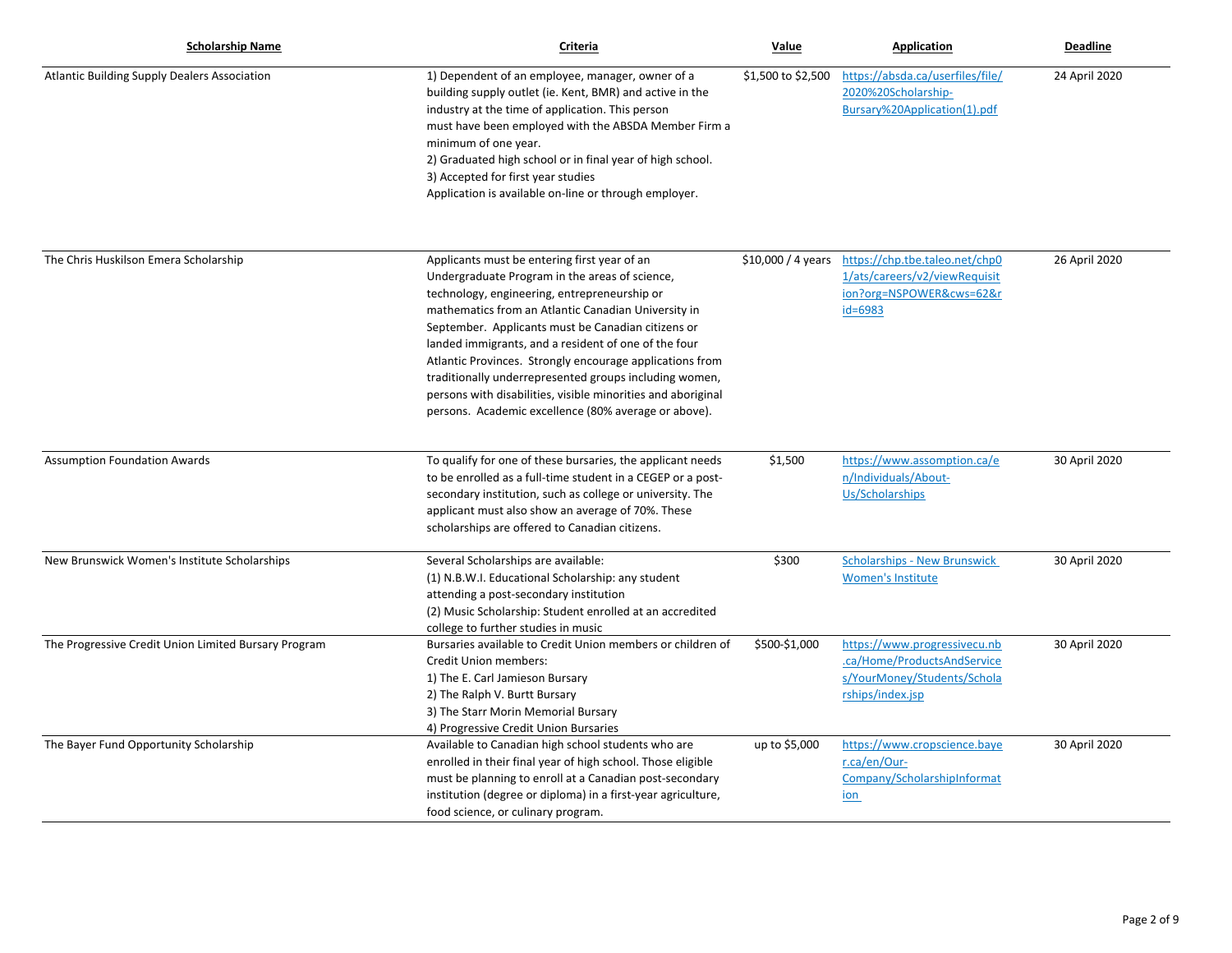| Scholarship Name | Criteria | Value | Application | Deadline |
| --- | --- | --- | --- | --- |
| Atlantic Building Supply Dealers Association | 1) Dependent of an employee, manager, owner of a building supply outlet (ie. Kent, BMR) and active in the industry at the time of application. This person must have been employed with the ABSDA Member Firm a minimum of one year.<br>2) Graduated high school or in final year of high school.<br>3) Accepted for first year studies<br>Application is available on-line or through employer. | $1,500 to $2,500 | https://absda.ca/userfiles/file/2020%20Scholarship-Bursary%20Application(1).pdf | 24 April 2020 |
| The Chris Huskilson Emera Scholarship | Applicants must be entering first year of an Undergraduate Program in the areas of science, technology, engineering, entrepreneurship or mathematics from an Atlantic Canadian University in September. Applicants must be Canadian citizens or landed immigrants, and a resident of one of the four Atlantic Provinces. Strongly encourage applications from traditionally underrepresented groups including women, persons with disabilities, visible minorities and aboriginal persons. Academic excellence (80% average or above). | $10,000 / 4 years | https://chp.tbe.taleo.net/chp01/ats/careers/v2/viewRequisition?org=NSPOWER&cws=62&rid=6983 | 26 April 2020 |
| Assumption Foundation Awards | To qualify for one of these bursaries, the applicant needs to be enrolled as a full-time student in a CEGEP or a post-secondary institution, such as college or university. The applicant must also show an average of 70%. These scholarships are offered to Canadian citizens. | $1,500 | https://www.assomption.ca/en/Individuals/About-Us/Scholarships | 30 April 2020 |
| New Brunswick Women's Institute Scholarships | Several Scholarships are available:<br>(1) N.B.W.I. Educational Scholarship: any student attending a post-secondary institution<br>(2) Music Scholarship: Student enrolled at an accredited college to further studies in music | $300 | Scholarships - New Brunswick Women's Institute | 30 April 2020 |
| The Progressive Credit Union Limited Bursary Program | Bursaries available to Credit Union members or children of Credit Union members:<br>1) The E. Carl Jamieson Bursary<br>2) The Ralph V. Burtt Bursary<br>3) The Starr Morin Memorial Bursary<br>4) Progressive Credit Union Bursaries | $500-$1,000 | https://www.progressivecu.nb.ca/Home/ProductsAndServices/YourMoney/Students/Scholarships/index.jsp | 30 April 2020 |
| The Bayer Fund Opportunity Scholarship | Available to Canadian high school students who are enrolled in their final year of high school. Those eligible must be planning to enroll at a Canadian post-secondary institution (degree or diploma) in a first-year agriculture, food science, or culinary program. | up to $5,000 | https://www.cropscience.bayer.ca/en/Our-Company/ScholarshipInformation | 30 April 2020 |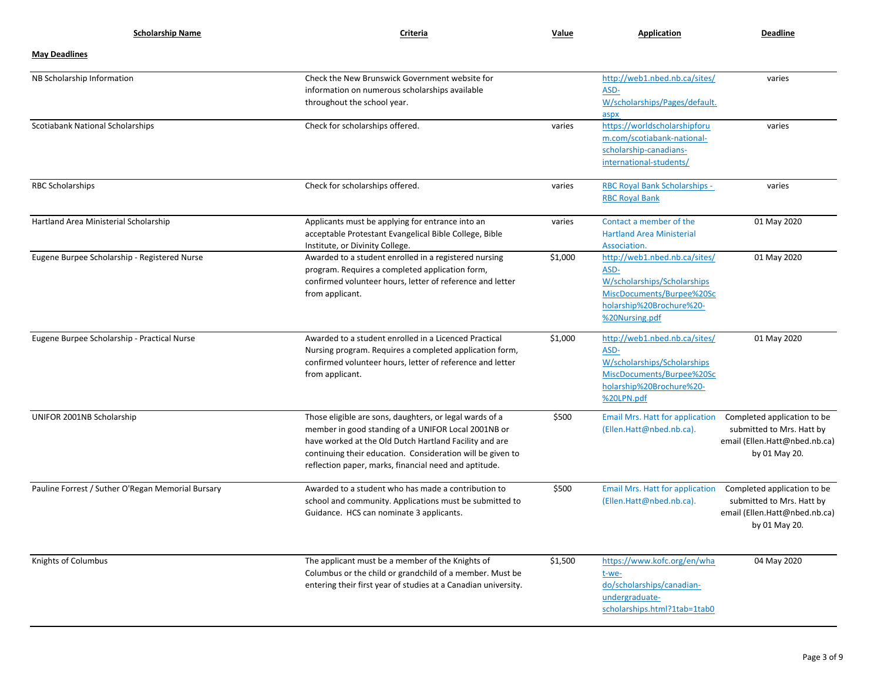| Scholarship Name | Criteria | Value | Application | Deadline |
|---|---|---|---|---|
| **May Deadlines** | | | | |
| NB Scholarship Information | Check the New Brunswick Government website for information on numerous scholarships available throughout the school year. | | http://web1.nbed.nb.ca/sites/ASD-W/scholarships/Pages/default.aspx | varies |
| Scotiabank National Scholarships | Check for scholarships offered. | varies | https://worldscholarshipforum.com/scotiabank-national-scholarship-canadians-international-students/ | varies |
| RBC Scholarships | Check for scholarships offered. | varies | RBC Royal Bank Scholarships - RBC Royal Bank | varies |
| Hartland Area Ministerial Scholarship | Applicants must be applying for entrance into an acceptable Protestant Evangelical Bible College, Bible Institute, or Divinity College. | varies | Contact a member of the Hartland Area Ministerial Association. | 01 May 2020 |
| Eugene Burpee Scholarship - Registered Nurse | Awarded to a student enrolled in a registered nursing program. Requires a completed application form, confirmed volunteer hours, letter of reference and letter from applicant. | $1,000 | http://web1.nbed.nb.ca/sites/ASD-W/scholarships/ScholarshipsMiscDocuments/Burpee%20Scholarship%20Brochure%20-%20Nursing.pdf | 01 May 2020 |
| Eugene Burpee Scholarship - Practical Nurse | Awarded to a student enrolled in a Licenced Practical Nursing program. Requires a completed application form, confirmed volunteer hours, letter of reference and letter from applicant. | $1,000 | http://web1.nbed.nb.ca/sites/ASD-W/scholarships/ScholarshipsMiscDocuments/Burpee%20Scholarship%20Brochure%20-%20LPN.pdf | 01 May 2020 |
| UNIFOR 2001NB Scholarship | Those eligible are sons, daughters, or legal wards of a member in good standing of a UNIFOR Local 2001NB or have worked at the Old Dutch Hartland Facility and are continuing their education. Consideration will be given to reflection paper, marks, financial need and aptitude. | $500 | Email Mrs. Hatt for application (Ellen.Hatt@nbed.nb.ca). | Completed application to be submitted to Mrs. Hatt by email (Ellen.Hatt@nbed.nb.ca) by 01 May 20. |
| Pauline Forrest / Suther O'Regan Memorial Bursary | Awarded to a student who has made a contribution to school and community. Applications must be submitted to Guidance. HCS can nominate 3 applicants. | $500 | Email Mrs. Hatt for application (Ellen.Hatt@nbed.nb.ca). | Completed application to be submitted to Mrs. Hatt by email (Ellen.Hatt@nbed.nb.ca) by 01 May 20. |
| Knights of Columbus | The applicant must be a member of the Knights of Columbus or the child or grandchild of a member. Must be entering their first year of studies at a Canadian university. | $1,500 | https://www.kofc.org/en/what-we-do/scholarships/canadian-undergraduate-scholarships.html?1tab=1tab0 | 04 May 2020 |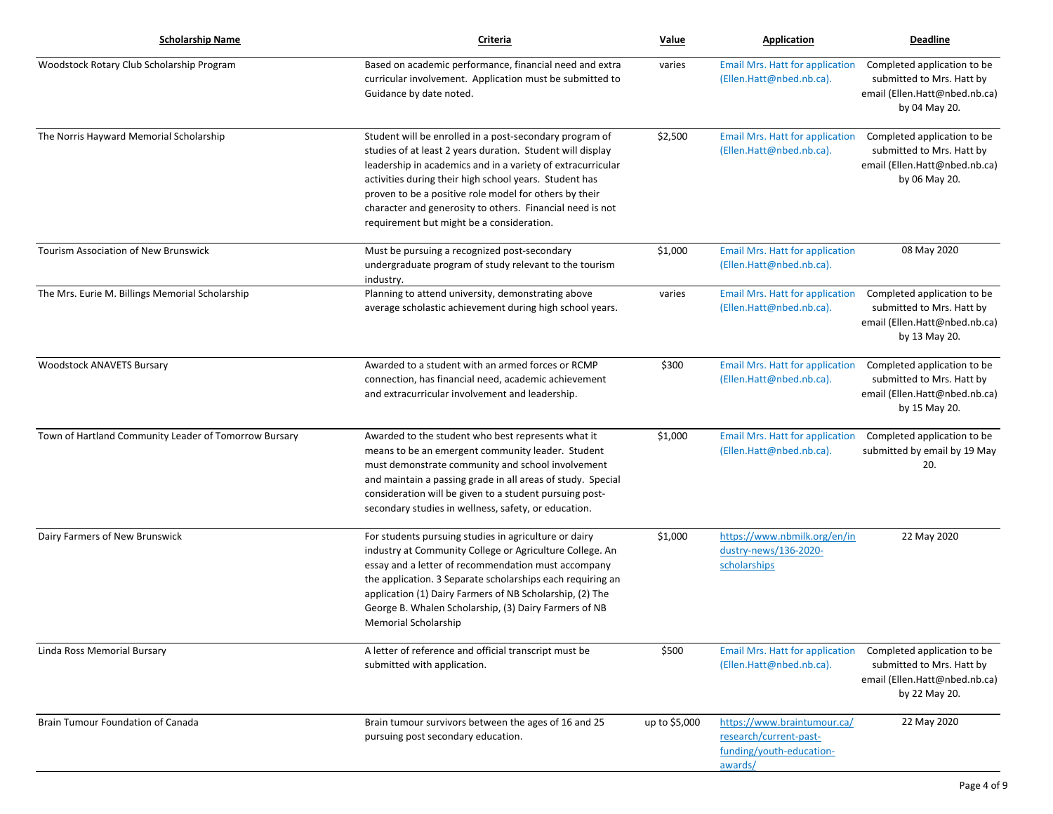| Scholarship Name | Criteria | Value | Application | Deadline |
| --- | --- | --- | --- | --- |
| Woodstock Rotary Club Scholarship Program | Based on academic performance, financial need and extra curricular involvement. Application must be submitted to Guidance by date noted. | varies | Email Mrs. Hatt for application (Ellen.Hatt@nbed.nb.ca). | Completed application to be submitted to Mrs. Hatt by email (Ellen.Hatt@nbed.nb.ca) by 04 May 20. |
| The Norris Hayward Memorial Scholarship | Student will be enrolled in a post-secondary program of studies of at least 2 years duration. Student will display leadership in academics and in a variety of extracurricular activities during their high school years. Student has proven to be a positive role model for others by their character and generosity to others. Financial need is not requirement but might be a consideration. | $2,500 | Email Mrs. Hatt for application (Ellen.Hatt@nbed.nb.ca). | Completed application to be submitted to Mrs. Hatt by email (Ellen.Hatt@nbed.nb.ca) by 06 May 20. |
| Tourism Association of New Brunswick | Must be pursuing a recognized post-secondary undergraduate program of study relevant to the tourism industry. | $1,000 | Email Mrs. Hatt for application (Ellen.Hatt@nbed.nb.ca). | 08 May 2020 |
| The Mrs. Eurie M. Billings Memorial Scholarship | Planning to attend university, demonstrating above average scholastic achievement during high school years. | varies | Email Mrs. Hatt for application (Ellen.Hatt@nbed.nb.ca). | Completed application to be submitted to Mrs. Hatt by email (Ellen.Hatt@nbed.nb.ca) by 13 May 20. |
| Woodstock ANAVETS Bursary | Awarded to a student with an armed forces or RCMP connection, has financial need, academic achievement and extracurricular involvement and leadership. | $300 | Email Mrs. Hatt for application (Ellen.Hatt@nbed.nb.ca). | Completed application to be submitted to Mrs. Hatt by email (Ellen.Hatt@nbed.nb.ca) by 15 May 20. |
| Town of Hartland Community Leader of Tomorrow Bursary | Awarded to the student who best represents what it means to be an emergent community leader. Student must demonstrate community and school involvement and maintain a passing grade in all areas of study. Special consideration will be given to a student pursuing post-secondary studies in wellness, safety, or education. | $1,000 | Email Mrs. Hatt for application (Ellen.Hatt@nbed.nb.ca). | Completed application to be submitted by email by 19 May 20. |
| Dairy Farmers of New Brunswick | For students pursuing studies in agriculture or dairy industry at Community College or Agriculture College. An essay and a letter of recommendation must accompany the application. 3 Separate scholarships each requiring an application (1) Dairy Farmers of NB Scholarship, (2) The George B. Whalen Scholarship, (3) Dairy Farmers of NB Memorial Scholarship | $1,000 | https://www.nbmilk.org/en/industry-news/136-2020-scholarships | 22 May 2020 |
| Linda Ross Memorial Bursary | A letter of reference and official transcript must be submitted with application. | $500 | Email Mrs. Hatt for application (Ellen.Hatt@nbed.nb.ca). | Completed application to be submitted to Mrs. Hatt by email (Ellen.Hatt@nbed.nb.ca) by 22 May 20. |
| Brain Tumour Foundation of Canada | Brain tumour survivors between the ages of 16 and 25 pursuing post secondary education. | up to $5,000 | https://www.braintumour.ca/research/current-past-funding/youth-education-awards/ | 22 May 2020 |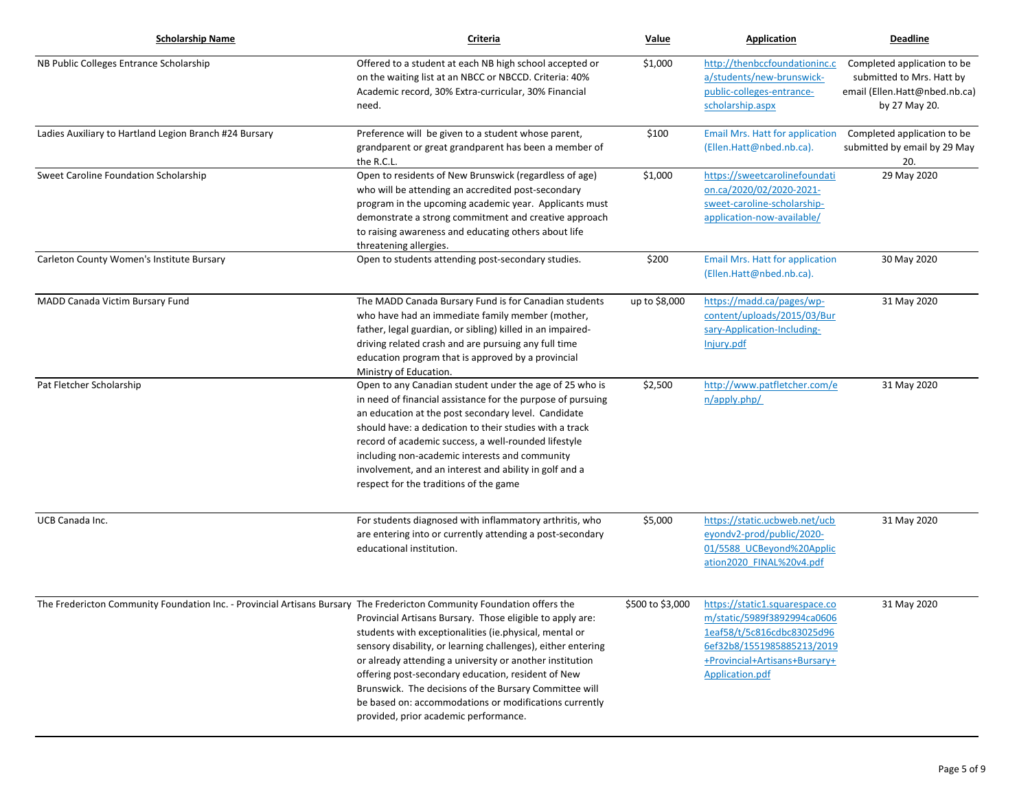| Scholarship Name | Criteria | Value | Application | Deadline |
| --- | --- | --- | --- | --- |
| NB Public Colleges Entrance Scholarship | Offered to a student at each NB high school accepted or on the waiting list at an NBCC or NBCCD. Criteria: 40% Academic record, 30% Extra-curricular, 30% Financial need. | $1,000 | http://thenbccfoundationinc.ca/students/new-brunswick-public-colleges-entrance-scholarship.aspx | Completed application to be submitted to Mrs. Hatt by email (Ellen.Hatt@nbed.nb.ca) by 27 May 20. |
| Ladies Auxiliary to Hartland Legion Branch #24 Bursary | Preference will be given to a student whose parent, grandparent or great grandparent has been a member of the R.C.L. | $100 | Email Mrs. Hatt for application (Ellen.Hatt@nbed.nb.ca). | Completed application to be submitted by email by 29 May 20. |
| Sweet Caroline Foundation Scholarship | Open to residents of New Brunswick (regardless of age) who will be attending an accredited post-secondary program in the upcoming academic year. Applicants must demonstrate a strong commitment and creative approach to raising awareness and educating others about life threatening allergies. | $1,000 | https://sweetcarolinefoundation.ca/2020/02/2020-2021-sweet-caroline-scholarship-application-now-available/ | 29 May 2020 |
| Carleton County Women's Institute Bursary | Open to students attending post-secondary studies. | $200 | Email Mrs. Hatt for application (Ellen.Hatt@nbed.nb.ca). | 30 May 2020 |
| MADD Canada Victim Bursary Fund | The MADD Canada Bursary Fund is for Canadian students who have had an immediate family member (mother, father, legal guardian, or sibling) killed in an impaired-driving related crash and are pursuing any full time education program that is approved by a provincial Ministry of Education. | up to $8,000 | https://madd.ca/pages/wp-content/uploads/2015/03/Bursary-Application-Including-Injury.pdf | 31 May 2020 |
| Pat Fletcher Scholarship | Open to any Canadian student under the age of 25 who is in need of financial assistance for the purpose of pursuing an education at the post secondary level. Candidate should have: a dedication to their studies with a track record of academic success, a well-rounded lifestyle including non-academic interests and community involvement, and an interest and ability in golf and a respect for the traditions of the game | $2,500 | http://www.patfletcher.com/en/apply.php/ | 31 May 2020 |
| UCB Canada Inc. | For students diagnosed with inflammatory arthritis, who are entering into or currently attending a post-secondary educational institution. | $5,000 | https://static.ucbweb.net/ucbeyondv2-prod/public/2020-01/5588_UCBeyond%20Application2020_FINAL%20v4.pdf | 31 May 2020 |
| The Fredericton Community Foundation Inc. - Provincial Artisans Bursary | The Fredericton Community Foundation offers the Provincial Artisans Bursary. Those eligible to apply are: students with exceptionalities (ie.physical, mental or sensory disability, or learning challenges), either entering or already attending a university or another institution offering post-secondary education, resident of New Brunswick. The decisions of the Bursary Committee will be based on: accommodations or modifications currently provided, prior academic performance. | $500 to $3,000 | https://static1.squarespace.com/static/5989f3892994ca06061eaf58/t/5c816cdbc83025d966ef32b8/1551985885213/2019+Provincial+Artisans+Bursary+Application.pdf | 31 May 2020 |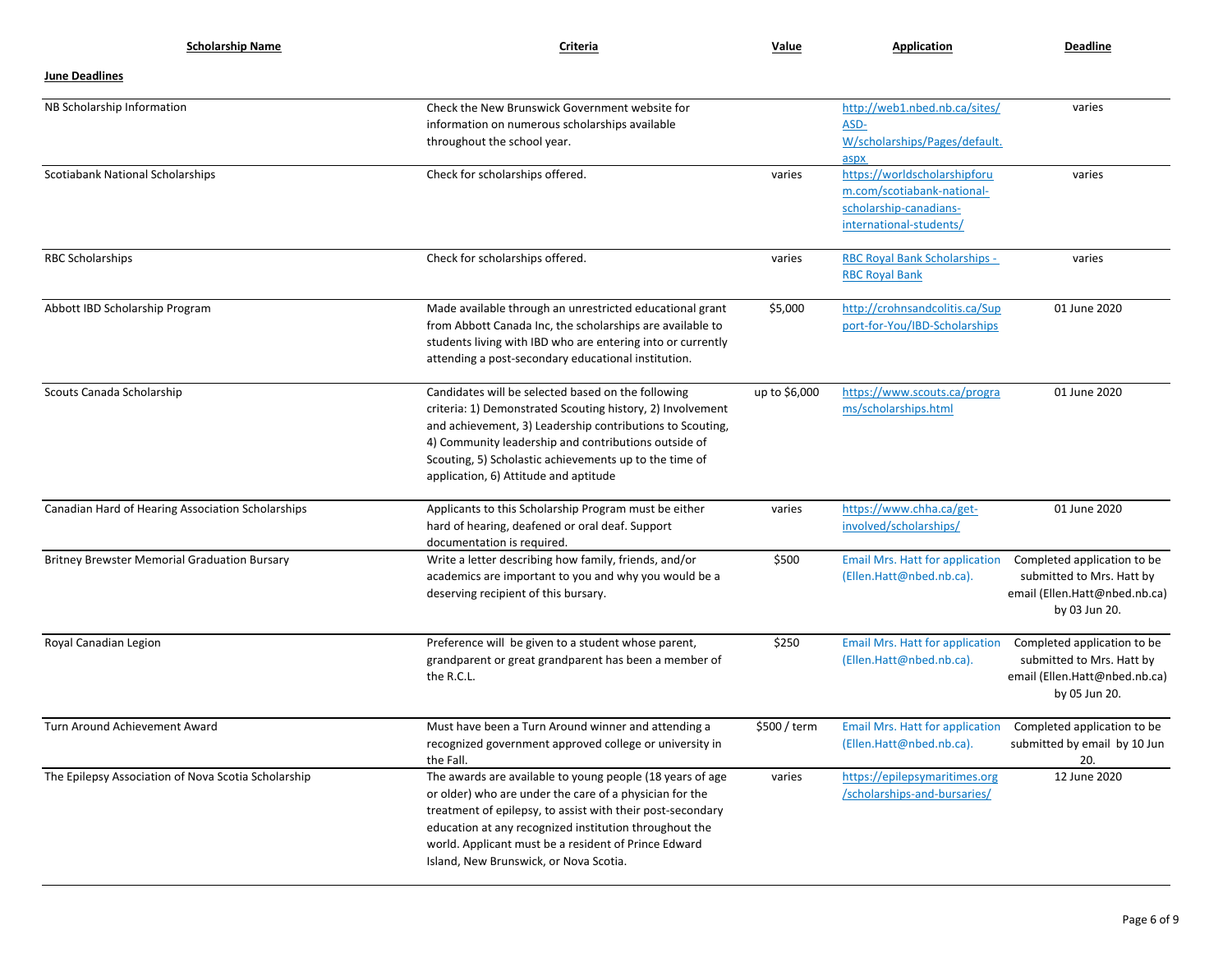| Scholarship Name | Criteria | Value | Application | Deadline |
| --- | --- | --- | --- | --- |
| **June Deadlines** | | | | |
| NB Scholarship Information | Check the New Brunswick Government website for information on numerous scholarships available throughout the school year. | | http://web1.nbed.nb.ca/sites/ASD-W/scholarships/Pages/default.aspx | varies |
| Scotiabank National Scholarships | Check for scholarships offered. | varies | https://worldscholarshipforum.com/scotiabank-national-scholarship-canadians-international-students/ | varies |
| RBC Scholarships | Check for scholarships offered. | varies | RBC Royal Bank Scholarships - RBC Royal Bank | varies |
| Abbott IBD Scholarship Program | Made available through an unrestricted educational grant from Abbott Canada Inc, the scholarships are available to students living with IBD who are entering into or currently attending a post-secondary educational institution. | $5,000 | http://crohnsandcolitis.ca/Support-for-You/IBD-Scholarships | 01 June 2020 |
| Scouts Canada Scholarship | Candidates will be selected based on the following criteria: 1) Demonstrated Scouting history, 2) Involvement and achievement, 3) Leadership contributions to Scouting, 4) Community leadership and contributions outside of Scouting, 5) Scholastic achievements up to the time of application, 6) Attitude and aptitude | up to $6,000 | https://www.scouts.ca/programs/scholarships.html | 01 June 2020 |
| Canadian Hard of Hearing Association Scholarships | Applicants to this Scholarship Program must be either hard of hearing, deafened or oral deaf. Support documentation is required. | varies | https://www.chha.ca/get-involved/scholarships/ | 01 June 2020 |
| Britney Brewster Memorial Graduation Bursary | Write a letter describing how family, friends, and/or academics are important to you and why you would be a deserving recipient of this bursary. | $500 | Email Mrs. Hatt for application (Ellen.Hatt@nbed.nb.ca). | Completed application to be submitted to Mrs. Hatt by email (Ellen.Hatt@nbed.nb.ca) by 03 Jun 20. |
| Royal Canadian Legion | Preference will be given to a student whose parent, grandparent or great grandparent has been a member of the R.C.L. | $250 | Email Mrs. Hatt for application (Ellen.Hatt@nbed.nb.ca). | Completed application to be submitted to Mrs. Hatt by email (Ellen.Hatt@nbed.nb.ca) by 05 Jun 20. |
| Turn Around Achievement Award | Must have been a Turn Around winner and attending a recognized government approved college or university in the Fall. | $500 / term | Email Mrs. Hatt for application (Ellen.Hatt@nbed.nb.ca). | Completed application to be submitted by email by 10 Jun 20. |
| The Epilepsy Association of Nova Scotia Scholarship | The awards are available to young people (18 years of age or older) who are under the care of a physician for the treatment of epilepsy, to assist with their post-secondary education at any recognized institution throughout the world. Applicant must be a resident of Prince Edward Island, New Brunswick, or Nova Scotia. | varies | https://epilepsymaritimes.org/scholarships-and-bursaries/ | 12 June 2020 |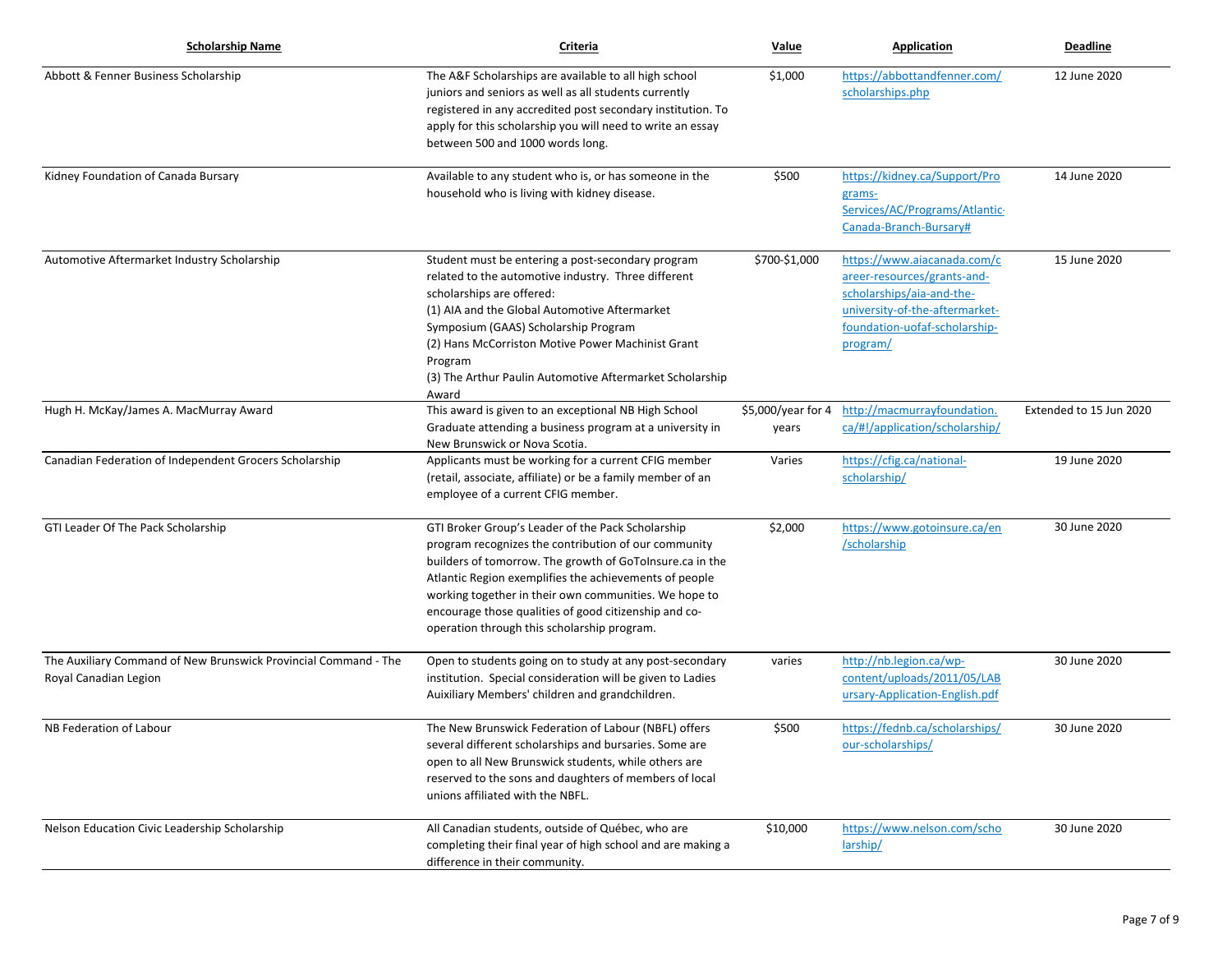| Scholarship Name | Criteria | Value | Application | Deadline |
|---|---|---|---|---|
| Abbott & Fenner Business Scholarship | The A&F Scholarships are available to all high school juniors and seniors as well as all students currently registered in any accredited post secondary institution. To apply for this scholarship you will need to write an essay between 500 and 1000 words long. | $1,000 | https://abbottandfenner.com/scholarships.php | 12 June 2020 |
| Kidney Foundation of Canada Bursary | Available to any student who is, or has someone in the household who is living with kidney disease. | $500 | https://kidney.ca/Support/Programs-Services/AC/Programs/Atlantic-Canada-Branch-Bursary# | 14 June 2020 |
| Automotive Aftermarket Industry Scholarship | Student must be entering a post-secondary program related to the automotive industry. Three different scholarships are offered: (1) AIA and the Global Automotive Aftermarket Symposium (GAAS) Scholarship Program (2) Hans McCorriston Motive Power Machinist Grant Program (3) The Arthur Paulin Automotive Aftermarket Scholarship Award | $700-$1,000 | https://www.aiacanada.com/career-resources/grants-and-scholarships/aia-and-the-university-of-the-aftermarket-foundation-uofaf-scholarship-program/ | 15 June 2020 |
| Hugh H. McKay/James A. MacMurray Award | This award is given to an exceptional NB High School Graduate attending a business program at a university in New Brunswick or Nova Scotia. | $5,000/year for 4 years | http://macmurrayfoundation.ca/#!/application/scholarship/ | Extended to 15 Jun 2020 |
| Canadian Federation of Independent Grocers Scholarship | Applicants must be working for a current CFIG member (retail, associate, affiliate) or be a family member of an employee of a current CFIG member. | Varies | https://cfig.ca/national-scholarship/ | 19 June 2020 |
| GTI Leader Of The Pack Scholarship | GTI Broker Group's Leader of the Pack Scholarship program recognizes the contribution of our community builders of tomorrow. The growth of GoToInsure.ca in the Atlantic Region exemplifies the achievements of people working together in their own communities. We hope to encourage those qualities of good citizenship and co-operation through this scholarship program. | $2,000 | https://www.gotoinsure.ca/en/scholarship | 30 June 2020 |
| The Auxiliary Command of New Brunswick Provincial Command - The Royal Canadian Legion | Open to students going on to study at any post-secondary institution. Special consideration will be given to Ladies Auixiliary Members' children and grandchildren. | varies | http://nb.legion.ca/wp-content/uploads/2011/05/LABursary-Application-English.pdf | 30 June 2020 |
| NB Federation of Labour | The New Brunswick Federation of Labour (NBFL) offers several different scholarships and bursaries. Some are open to all New Brunswick students, while others are reserved to the sons and daughters of members of local unions affiliated with the NBFL. | $500 | https://fednb.ca/scholarships/our-scholarships/ | 30 June 2020 |
| Nelson Education Civic Leadership Scholarship | All Canadian students, outside of Québec, who are completing their final year of high school and are making a difference in their community. | $10,000 | https://www.nelson.com/scholarship/ | 30 June 2020 |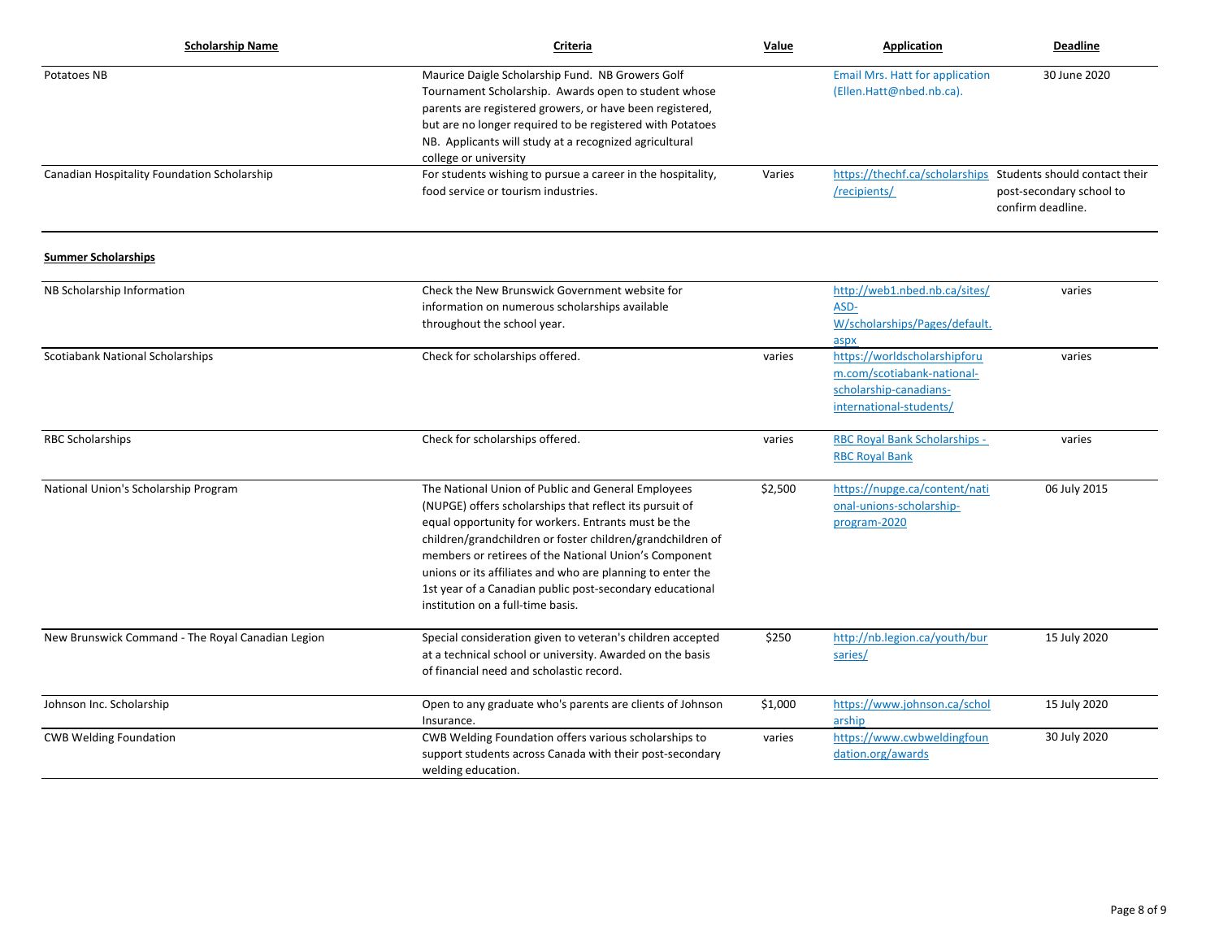| Scholarship Name | Criteria | Value | Application | Deadline |
|---|---|---|---|---|
| Potatoes NB | Maurice Daigle Scholarship Fund. NB Growers Golf Tournament Scholarship. Awards open to student whose parents are registered growers, or have been registered, but are no longer required to be registered with Potatoes NB. Applicants will study at a recognized agricultural college or university | | Email Mrs. Hatt for application (Ellen.Hatt@nbed.nb.ca). | 30 June 2020 |
| Canadian Hospitality Foundation Scholarship | For students wishing to pursue a career in the hospitality, food service or tourism industries. | Varies | https://thechf.ca/scholarships/recipients/ | Students should contact their post-secondary school to confirm deadline. |

**Summer Scholarships**

| Scholarship Name | Criteria | Value | Application | Deadline |
|---|---|---|---|---|
| NB Scholarship Information | Check the New Brunswick Government website for information on numerous scholarships available throughout the school year. | | http://web1.nbed.nb.ca/sites/ASD-W/scholarships/Pages/default.aspx | varies |
| Scotiabank National Scholarships | Check for scholarships offered. | varies | https://worldscholarshipforum.com/scotiabank-national-scholarship-canadians-international-students/ | varies |
| RBC Scholarships | Check for scholarships offered. | varies | RBC Royal Bank Scholarships - RBC Royal Bank | varies |
| National Union's Scholarship Program | The National Union of Public and General Employees (NUPGE) offers scholarships that reflect its pursuit of equal opportunity for workers. Entrants must be the children/grandchildren or foster children/grandchildren of members or retirees of the National Union's Component unions or its affiliates and who are planning to enter the 1st year of a Canadian public post-secondary educational institution on a full-time basis. | $2,500 | https://nupge.ca/content/national-unions-scholarship-program-2020 | 06 July 2015 |
| New Brunswick Command - The Royal Canadian Legion | Special consideration given to veteran's children accepted at a technical school or university. Awarded on the basis of financial need and scholastic record. | $250 | http://nb.legion.ca/youth/bursaries/ | 15 July 2020 |
| Johnson Inc. Scholarship | Open to any graduate who's parents are clients of Johnson Insurance. | $1,000 | https://www.johnson.ca/scholarship | 15 July 2020 |
| CWB Welding Foundation | CWB Welding Foundation offers various scholarships to support students across Canada with their post-secondary welding education. | varies | https://www.cwbweldingfoundation.org/awards | 30 July 2020 |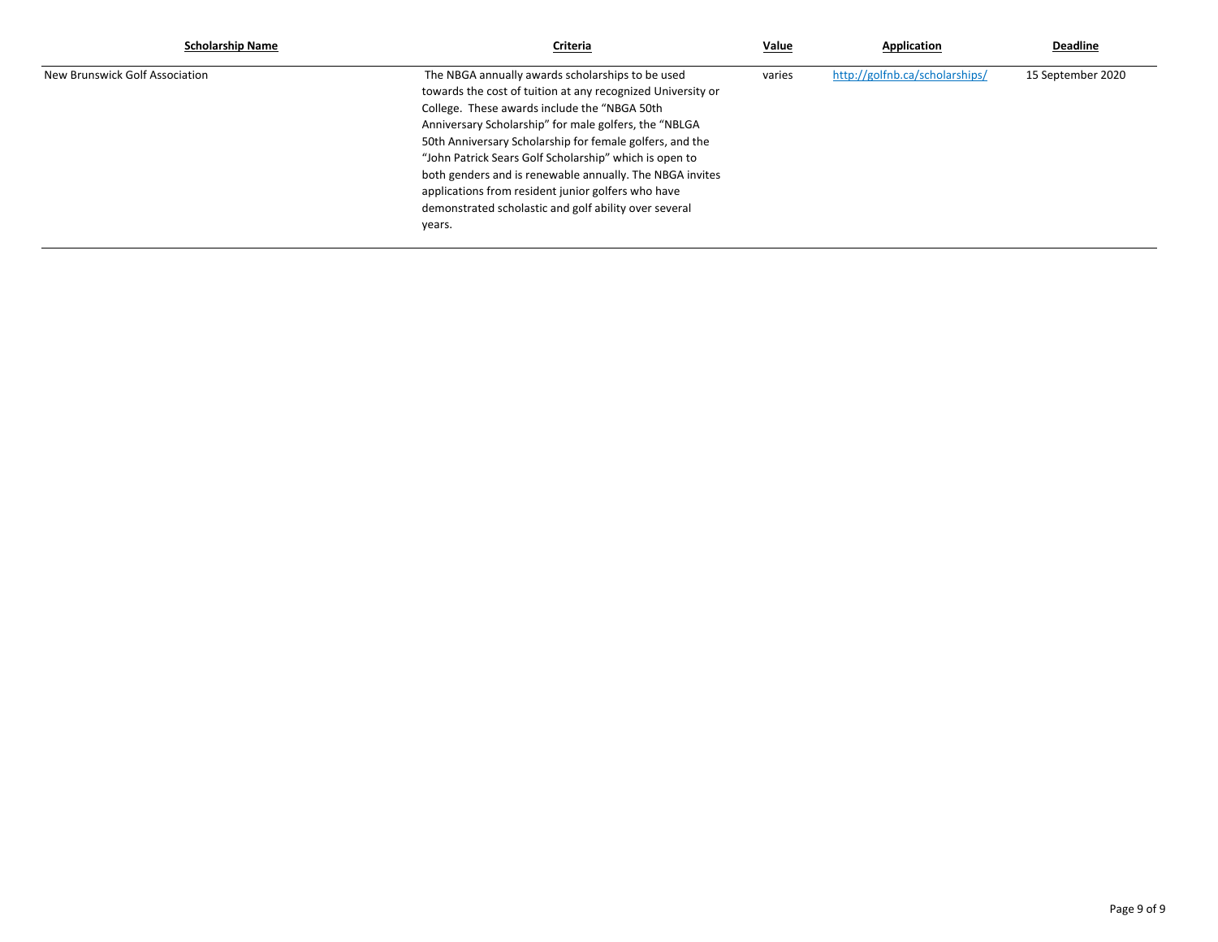| Scholarship Name | Criteria | Value | Application | Deadline |
| --- | --- | --- | --- | --- |
| New Brunswick Golf Association | The NBGA annually awards scholarships to be used towards the cost of tuition at any recognized University or College. These awards include the "NBGA 50th Anniversary Scholarship" for male golfers, the "NBLGA 50th Anniversary Scholarship for female golfers, and the "John Patrick Sears Golf Scholarship" which is open to both genders and is renewable annually. The NBGA invites applications from resident junior golfers who have demonstrated scholastic and golf ability over several years. | varies | http://golfnb.ca/scholarships/ | 15 September 2020 |